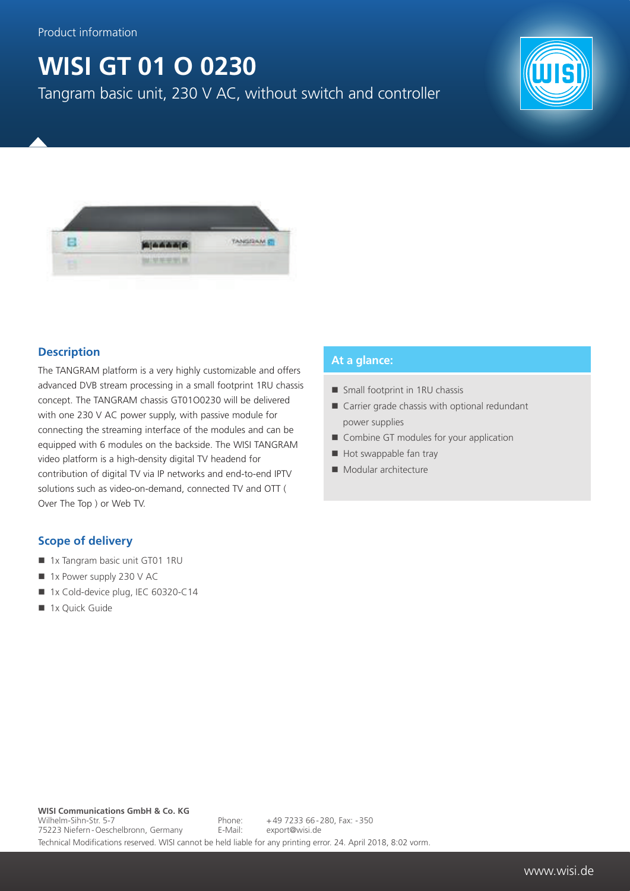Product information

# WISI GT 01 O 0230

Tangram basic unit, 230 V AC, without switch and controller

## Description

The TANGRAM platform is a very highly customizable and offers advanced DVB stream processing in a small footprint 1RU chassis concept. The TANGRAM chassis GT01O0230 will be delivered with one 230 V AC power supply, with passive module for connecting the streaming interface of the modules and can be equipped with 6 modules on the backside. The WISI TANGRAM video platform is a high-density digital TV headend for contribution of digital TV via IP networks and end-to-end IPTV solutions such as video-on-demand, connected TV and OTT ( Over The Top ) or Web TV.

## At a glance:

- Small footprint in 1RU chassis
- Carrier grade chassis with optional redundant power supplies
- Combine GT modules for your application
- Hot swappable fan tray
- Modular architecture

## Scope of delivery

- 1x Tangram basic unit GT01 1RU
- 1x Power supply 230 V AC
- 1x Cold-device plug, IEC 60320-C14
- 1x Quick Guide

**WISI Communications GmbH & Co. KG**
Wilhelm-Sihn-Str. 5-7
75223 Niefern-Oeschelbronn, Germany
Phone: +49 7233 66-280, Fax: -350
E-Mail: export@wisi.de

Technical Modifications reserved. WISI cannot be held liable for any printing error. 24. April 2018, 8:02 vorm.

www.wisi.de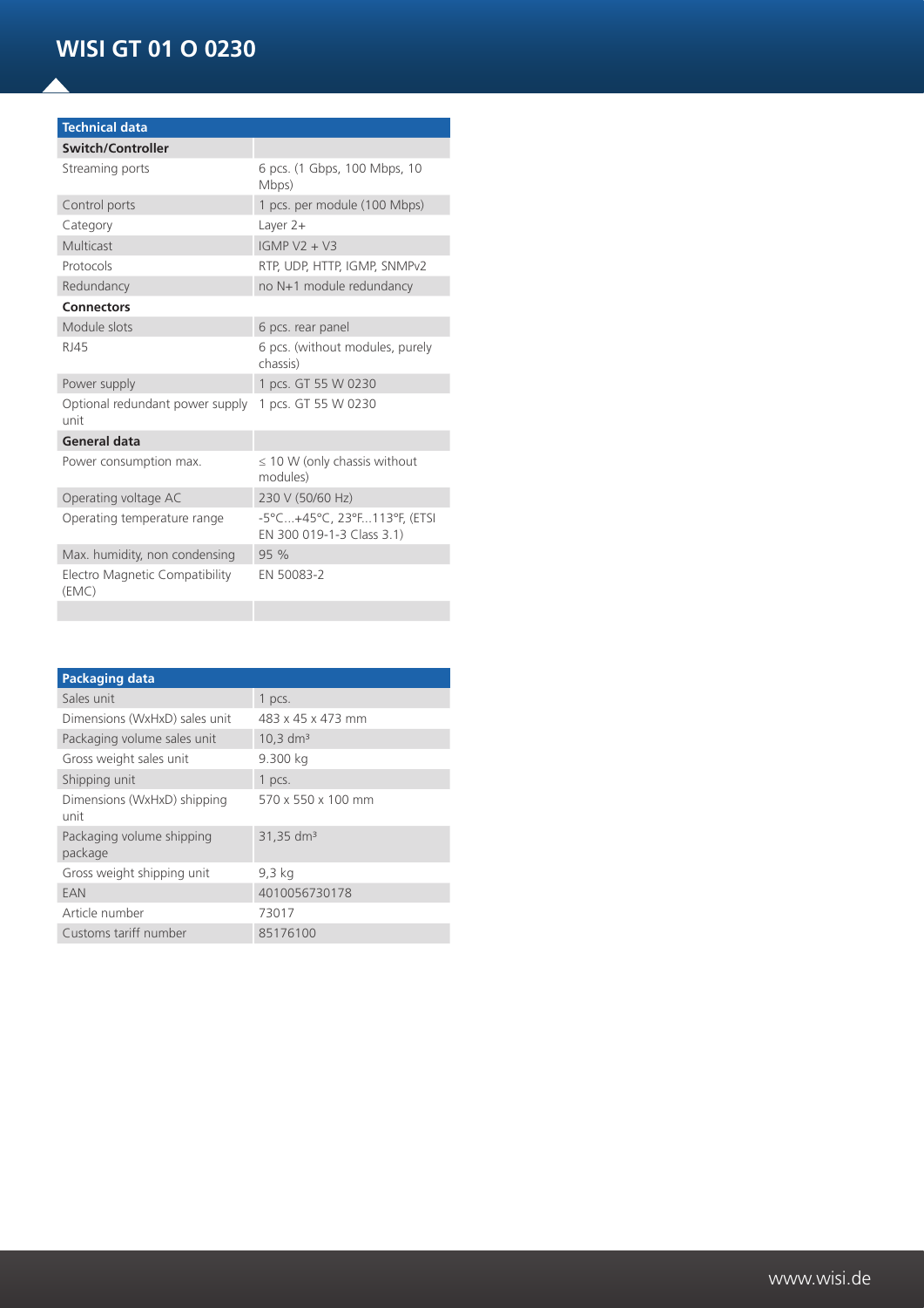# WISI GT 01 O 0230

| Technical data | |
|---|---|
| **Switch/Controller** | |
| Streaming ports | 6 pcs. (1 Gbps, 100 Mbps, 10 Mbps) |
| Control ports | 1 pcs. per module (100 Mbps) |
| Category | Layer 2+ |
| Multicast | IGMP V2 + V3 |
| Protocols | RTP, UDP, HTTP, IGMP, SNMPv2 |
| Redundancy | no N+1 module redundancy |
| **Connectors** | |
| Module slots | 6 pcs. rear panel |
| RJ45 | 6 pcs. (without modules, purely chassis) |
| Power supply | 1 pcs. GT 55 W 0230 |
| Optional redundant power supply unit | 1 pcs. GT 55 W 0230 |
| **General data** | |
| Power consumption max. | ≤ 10 W (only chassis without modules) |
| Operating voltage AC | 230 V (50/60 Hz) |
| Operating temperature range | -5°C...+45°C, 23°F...113°F, (ETSI EN 300 019-1-3 Class 3.1) |
| Max. humidity, non condensing | 95 % |
| Electro Magnetic Compatibility (EMC) | EN 50083-2 |

| Packaging data | |
|---|---|
| Sales unit | 1 pcs. |
| Dimensions (WxHxD) sales unit | 483 x 45 x 473 mm |
| Packaging volume sales unit | 10,3 dm³ |
| Gross weight sales unit | 9.300 kg |
| Shipping unit | 1 pcs. |
| Dimensions (WxHxD) shipping unit | 570 x 550 x 100 mm |
| Packaging volume shipping package | 31,35 dm³ |
| Gross weight shipping unit | 9,3 kg |
| EAN | 4010056730178 |
| Article number | 73017 |
| Customs tariff number | 85176100 |